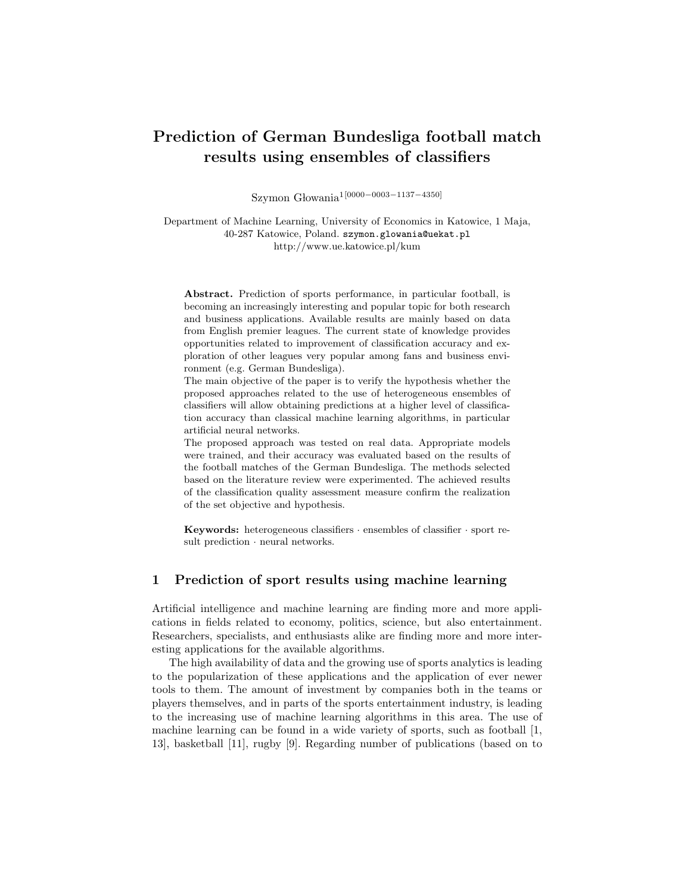# Prediction of German Bundesliga football match results using ensembles of classifiers

Szymon Głowania[1[0000−0003−1137−4350]]

Department of Machine Learning, University of Economics in Katowice, 1 Maja, 40-287 Katowice, Poland. szymon.glowania@uekat.pl
http://www.ue.katowice.pl/kum

**Abstract.** Prediction of sports performance, in particular football, is becoming an increasingly interesting and popular topic for both research and business applications. Available results are mainly based on data from English premier leagues. The current state of knowledge provides opportunities related to improvement of classification accuracy and exploration of other leagues very popular among fans and business environment (e.g. German Bundesliga).

The main objective of the paper is to verify the hypothesis whether the proposed approaches related to the use of heterogeneous ensembles of classifiers will allow obtaining predictions at a higher level of classification accuracy than classical machine learning algorithms, in particular artificial neural networks.

The proposed approach was tested on real data. Appropriate models were trained, and their accuracy was evaluated based on the results of the football matches of the German Bundesliga. The methods selected based on the literature review were experimented. The achieved results of the classification quality assessment measure confirm the realization of the set objective and hypothesis.

**Keywords:** heterogeneous classifiers · ensembles of classifier · sport result prediction · neural networks.

## 1 Prediction of sport results using machine learning

Artificial intelligence and machine learning are finding more and more applications in fields related to economy, politics, science, but also entertainment. Researchers, specialists, and enthusiasts alike are finding more and more interesting applications for the available algorithms.

The high availability of data and the growing use of sports analytics is leading to the popularization of these applications and the application of ever newer tools to them. The amount of investment by companies both in the teams or players themselves, and in parts of the sports entertainment industry, is leading to the increasing use of machine learning algorithms in this area. The use of machine learning can be found in a wide variety of sports, such as football [1, 13], basketball [11], rugby [9]. Regarding number of publications (based on to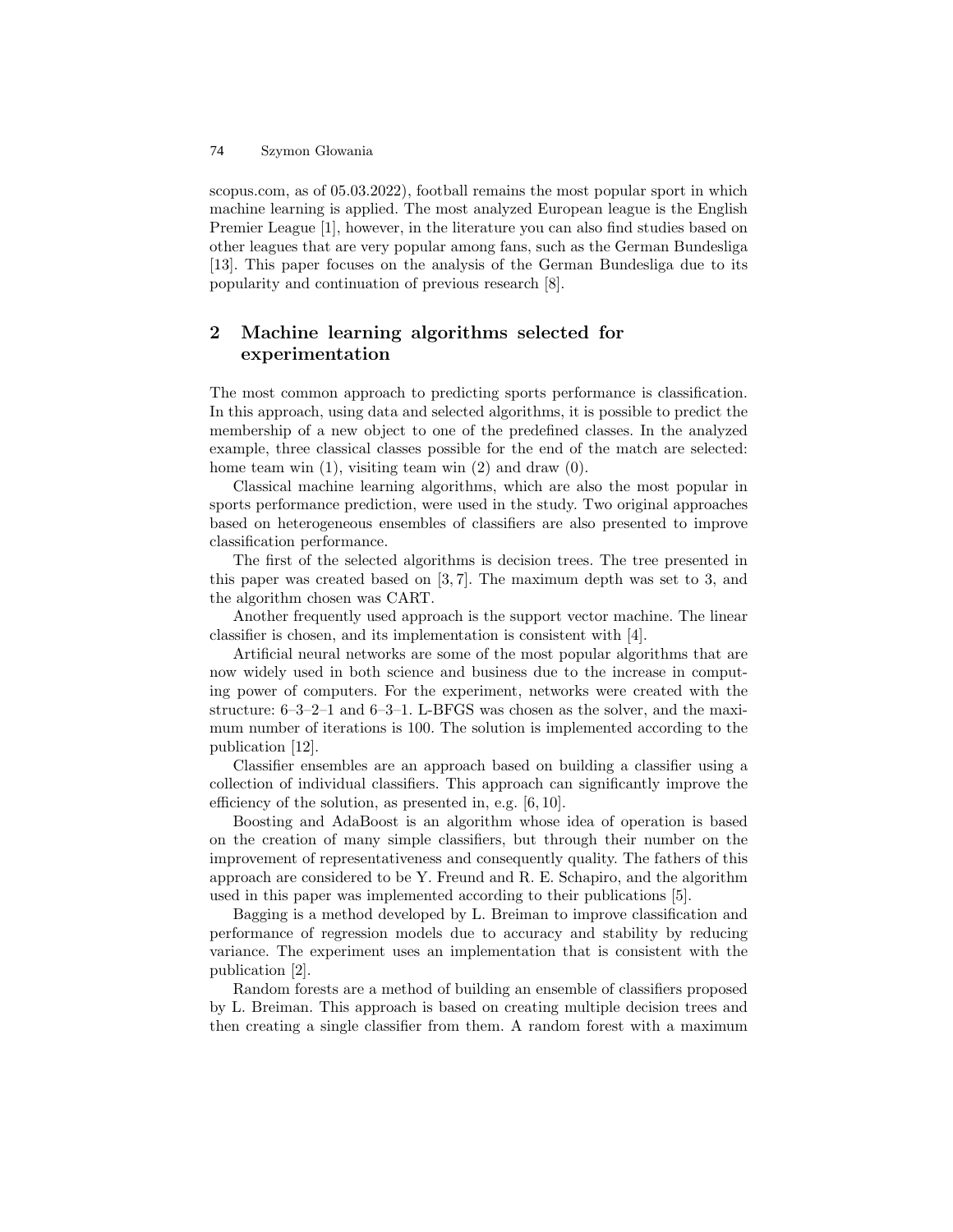scopus.com, as of 05.03.2022), football remains the most popular sport in which machine learning is applied. The most analyzed European league is the English Premier League [1], however, in the literature you can also find studies based on other leagues that are very popular among fans, such as the German Bundesliga [13]. This paper focuses on the analysis of the German Bundesliga due to its popularity and continuation of previous research [8].

## 2 Machine learning algorithms selected for experimentation

The most common approach to predicting sports performance is classification. In this approach, using data and selected algorithms, it is possible to predict the membership of a new object to one of the predefined classes. In the analyzed example, three classical classes possible for the end of the match are selected: home team win (1), visiting team win (2) and draw (0).

Classical machine learning algorithms, which are also the most popular in sports performance prediction, were used in the study. Two original approaches based on heterogeneous ensembles of classifiers are also presented to improve classification performance.

The first of the selected algorithms is decision trees. The tree presented in this paper was created based on [3, 7]. The maximum depth was set to 3, and the algorithm chosen was CART.

Another frequently used approach is the support vector machine. The linear classifier is chosen, and its implementation is consistent with [4].

Artificial neural networks are some of the most popular algorithms that are now widely used in both science and business due to the increase in computing power of computers. For the experiment, networks were created with the structure: 6–3–2–1 and 6–3–1. L-BFGS was chosen as the solver, and the maximum number of iterations is 100. The solution is implemented according to the publication [12].

Classifier ensembles are an approach based on building a classifier using a collection of individual classifiers. This approach can significantly improve the efficiency of the solution, as presented in, e.g. [6, 10].

Boosting and AdaBoost is an algorithm whose idea of operation is based on the creation of many simple classifiers, but through their number on the improvement of representativeness and consequently quality. The fathers of this approach are considered to be Y. Freund and R. E. Schapiro, and the algorithm used in this paper was implemented according to their publications [5].

Bagging is a method developed by L. Breiman to improve classification and performance of regression models due to accuracy and stability by reducing variance. The experiment uses an implementation that is consistent with the publication [2].

Random forests are a method of building an ensemble of classifiers proposed by L. Breiman. This approach is based on creating multiple decision trees and then creating a single classifier from them. A random forest with a maximum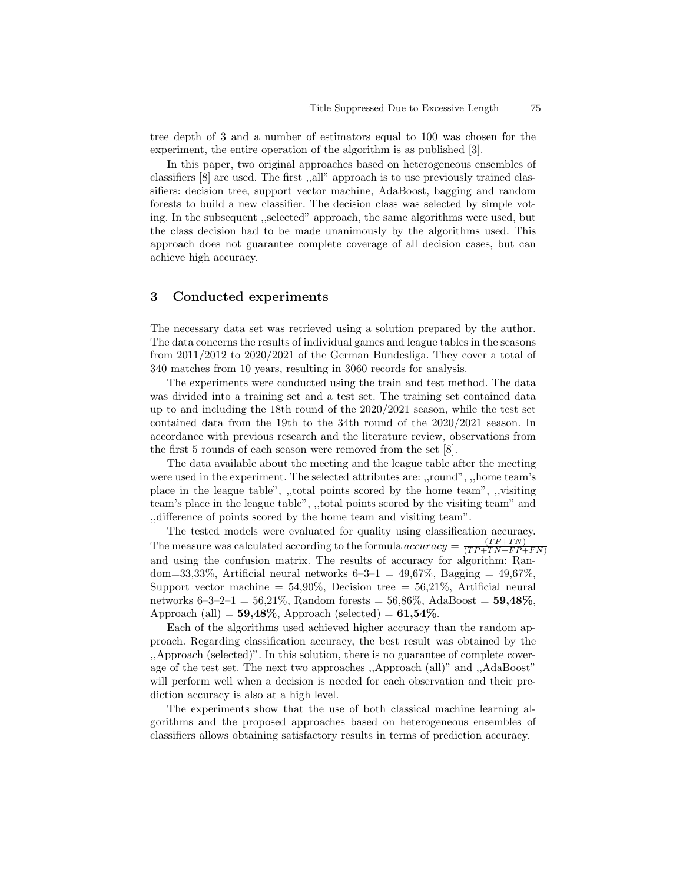tree depth of 3 and a number of estimators equal to 100 was chosen for the experiment, the entire operation of the algorithm is as published [3].

In this paper, two original approaches based on heterogeneous ensembles of classifiers [8] are used. The first ,,all" approach is to use previously trained classifiers: decision tree, support vector machine, AdaBoost, bagging and random forests to build a new classifier. The decision class was selected by simple voting. In the subsequent ,,selected" approach, the same algorithms were used, but the class decision had to be made unanimously by the algorithms used. This approach does not guarantee complete coverage of all decision cases, but can achieve high accuracy.

## 3 Conducted experiments

The necessary data set was retrieved using a solution prepared by the author. The data concerns the results of individual games and league tables in the seasons from 2011/2012 to 2020/2021 of the German Bundesliga. They cover a total of 340 matches from 10 years, resulting in 3060 records for analysis.

The experiments were conducted using the train and test method. The data was divided into a training set and a test set. The training set contained data up to and including the 18th round of the 2020/2021 season, while the test set contained data from the 19th to the 34th round of the 2020/2021 season. In accordance with previous research and the literature review, observations from the first 5 rounds of each season were removed from the set [8].

The data available about the meeting and the league table after the meeting were used in the experiment. The selected attributes are: ,,round", ,,home team's place in the league table", ,,total points scored by the home team", ,,visiting team's place in the league table", ,,total points scored by the visiting team" and ,,difference of points scored by the home team and visiting team".

The tested models were evaluated for quality using classification accuracy. The measure was calculated according to the formula $accuracy = \frac{(TP+TN)}{(TP+TN+FP+FN)}$ and using the confusion matrix. The results of accuracy for algorithm: Random=33,33%, Artificial neural networks 6–3–1 = 49,67%, Bagging = 49,67%, Support vector machine = 54,90%, Decision tree = 56,21%, Artificial neural networks 6–3–2–1 = 56,21%, Random forests = 56,86%, AdaBoost = **59,48%**, Approach (all) = **59,48%**, Approach (selected) = **61,54%**.

Each of the algorithms used achieved higher accuracy than the random approach. Regarding classification accuracy, the best result was obtained by the ,,Approach (selected)". In this solution, there is no guarantee of complete coverage of the test set. The next two approaches ,,Approach (all)" and ,,AdaBoost" will perform well when a decision is needed for each observation and their prediction accuracy is also at a high level.

The experiments show that the use of both classical machine learning algorithms and the proposed approaches based on heterogeneous ensembles of classifiers allows obtaining satisfactory results in terms of prediction accuracy.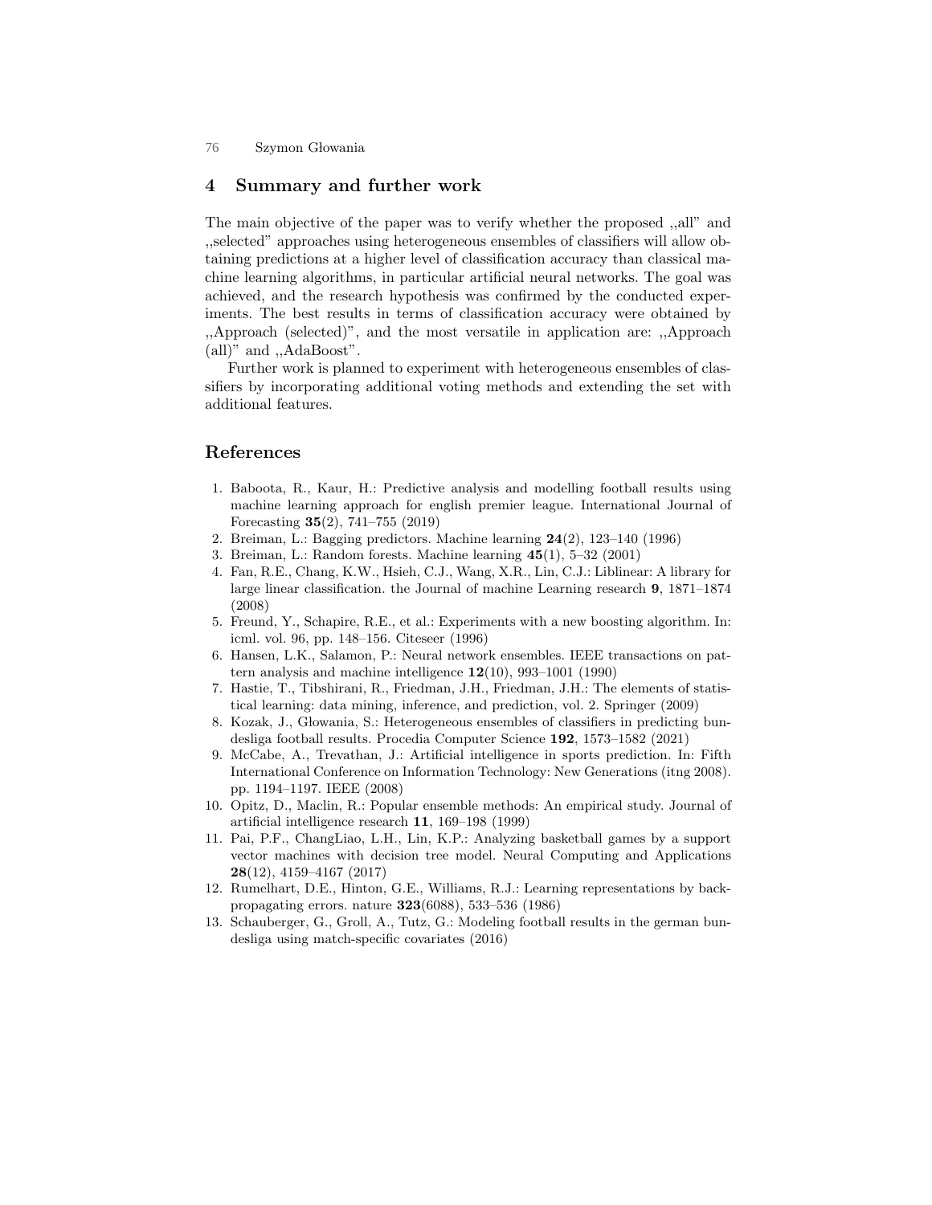## 4 Summary and further work

The main objective of the paper was to verify whether the proposed ,,all" and ,,selected" approaches using heterogeneous ensembles of classifiers will allow obtaining predictions at a higher level of classification accuracy than classical machine learning algorithms, in particular artificial neural networks. The goal was achieved, and the research hypothesis was confirmed by the conducted experiments. The best results in terms of classification accuracy were obtained by ,,Approach (selected)", and the most versatile in application are: ,,Approach (all)" and ,,AdaBoost".

Further work is planned to experiment with heterogeneous ensembles of classifiers by incorporating additional voting methods and extending the set with additional features.

## References

1. Baboota, R., Kaur, H.: Predictive analysis and modelling football results using machine learning approach for english premier league. International Journal of Forecasting **35**(2), 741–755 (2019)
2. Breiman, L.: Bagging predictors. Machine learning **24**(2), 123–140 (1996)
3. Breiman, L.: Random forests. Machine learning **45**(1), 5–32 (2001)
4. Fan, R.E., Chang, K.W., Hsieh, C.J., Wang, X.R., Lin, C.J.: Liblinear: A library for large linear classification. the Journal of machine Learning research **9**, 1871–1874 (2008)
5. Freund, Y., Schapire, R.E., et al.: Experiments with a new boosting algorithm. In: icml. vol. 96, pp. 148–156. Citeseer (1996)
6. Hansen, L.K., Salamon, P.: Neural network ensembles. IEEE transactions on pattern analysis and machine intelligence **12**(10), 993–1001 (1990)
7. Hastie, T., Tibshirani, R., Friedman, J.H., Friedman, J.H.: The elements of statistical learning: data mining, inference, and prediction, vol. 2. Springer (2009)
8. Kozak, J., Głowania, S.: Heterogeneous ensembles of classifiers in predicting bundesliga football results. Procedia Computer Science **192**, 1573–1582 (2021)
9. McCabe, A., Trevathan, J.: Artificial intelligence in sports prediction. In: Fifth International Conference on Information Technology: New Generations (itng 2008). pp. 1194–1197. IEEE (2008)
10. Opitz, D., Maclin, R.: Popular ensemble methods: An empirical study. Journal of artificial intelligence research **11**, 169–198 (1999)
11. Pai, P.F., ChangLiao, L.H., Lin, K.P.: Analyzing basketball games by a support vector machines with decision tree model. Neural Computing and Applications **28**(12), 4159–4167 (2017)
12. Rumelhart, D.E., Hinton, G.E., Williams, R.J.: Learning representations by back-propagating errors. nature **323**(6088), 533–536 (1986)
13. Schauberger, G., Groll, A., Tutz, G.: Modeling football results in the german bundesliga using match-specific covariates (2016)